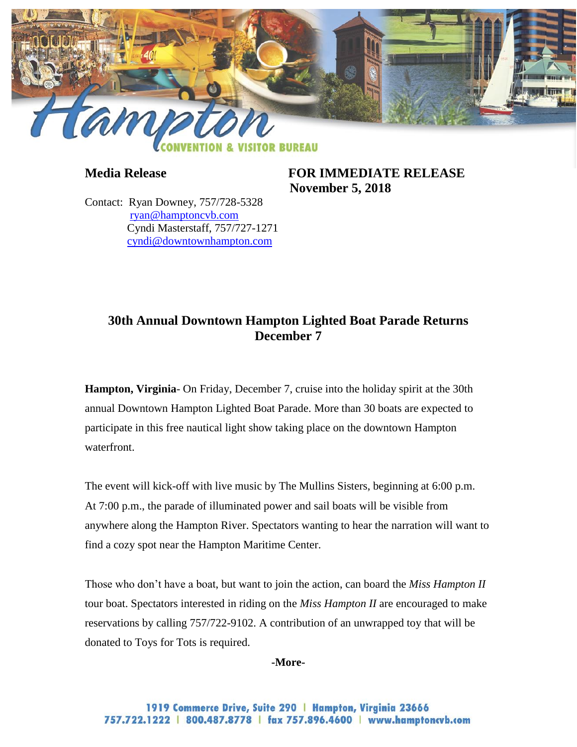**Media Release**

**FOR IMMEDIATE RELEASE**
**November 5, 2018**

Contact: Ryan Downey, 757/728-5328
ryan@hamptoncvb.com
Cyndi Masterstaff, 757/727-1271
cyndi@downtownhampton.com

## 30th Annual Downtown Hampton Lighted Boat Parade Returns December 7

**Hampton, Virginia**- On Friday, December 7, cruise into the holiday spirit at the 30th annual Downtown Hampton Lighted Boat Parade. More than 30 boats are expected to participate in this free nautical light show taking place on the downtown Hampton waterfront.

The event will kick-off with live music by The Mullins Sisters, beginning at 6:00 p.m. At 7:00 p.m., the parade of illuminated power and sail boats will be visible from anywhere along the Hampton River. Spectators wanting to hear the narration will want to find a cozy spot near the Hampton Maritime Center.

Those who don't have a boat, but want to join the action, can board the *Miss Hampton II* tour boat. Spectators interested in riding on the *Miss Hampton II* are encouraged to make reservations by calling 757/722-9102. A contribution of an unwrapped toy that will be donated to Toys for Tots is required.

**-More-**

1919 Commerce Drive, Suite 290 | Hampton, Virginia 23666
757.722.1222 | 800.487.8778 | fax 757.896.4600 | www.hamptoncvb.com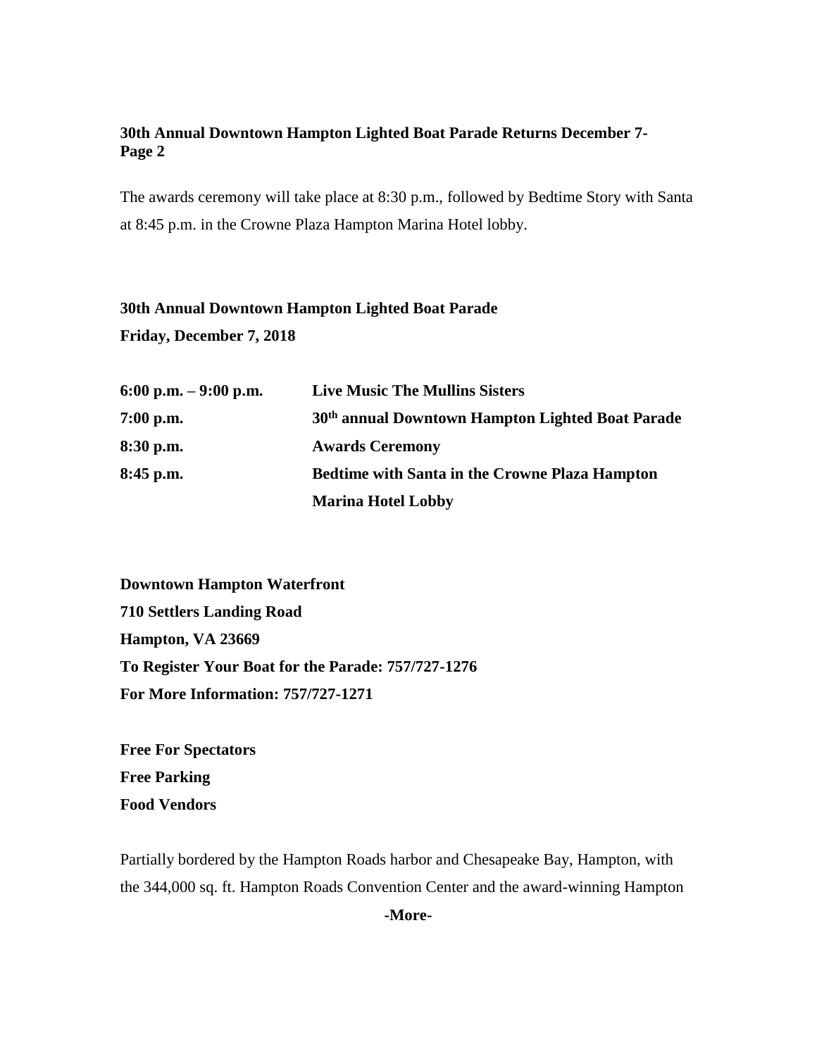**30th Annual Downtown Hampton Lighted Boat Parade Returns December 7- Page 2**

The awards ceremony will take place at 8:30 p.m., followed by Bedtime Story with Santa at 8:45 p.m. in the Crowne Plaza Hampton Marina Hotel lobby.

**30th Annual Downtown Hampton Lighted Boat Parade**
**Friday, December 7, 2018**

| | |
|---|---|
| **6:00 p.m. – 9:00 p.m.** | **Live Music The Mullins Sisters** |
| **7:00 p.m.** | **30th annual Downtown Hampton Lighted Boat Parade** |
| **8:30 p.m.** | **Awards Ceremony** |
| **8:45 p.m.** | **Bedtime with Santa in the Crowne Plaza Hampton Marina Hotel Lobby** |

**Downtown Hampton Waterfront**
**710 Settlers Landing Road**
**Hampton, VA 23669**
**To Register Your Boat for the Parade: 757/727-1276**
**For More Information: 757/727-1271**

**Free For Spectators**
**Free Parking**
**Food Vendors**

Partially bordered by the Hampton Roads harbor and Chesapeake Bay, Hampton, with the 344,000 sq. ft. Hampton Roads Convention Center and the award-winning Hampton

**-More-**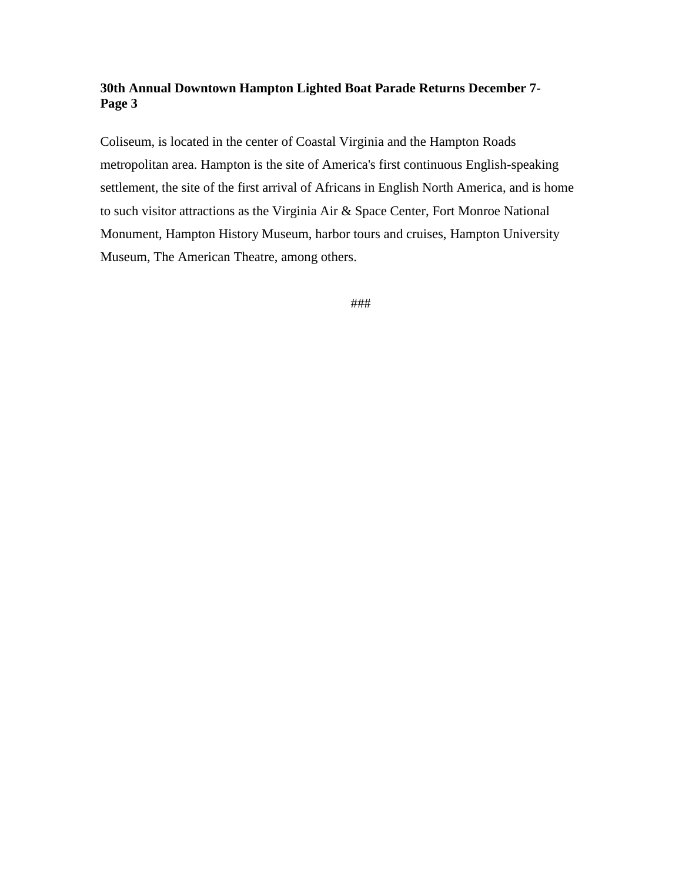Coliseum, is located in the center of Coastal Virginia and the Hampton Roads metropolitan area. Hampton is the site of America's first continuous English-speaking settlement, the site of the first arrival of Africans in English North America, and is home to such visitor attractions as the Virginia Air & Space Center, Fort Monroe National Monument, Hampton History Museum, harbor tours and cruises, Hampton University Museum, The American Theatre, among others.

###